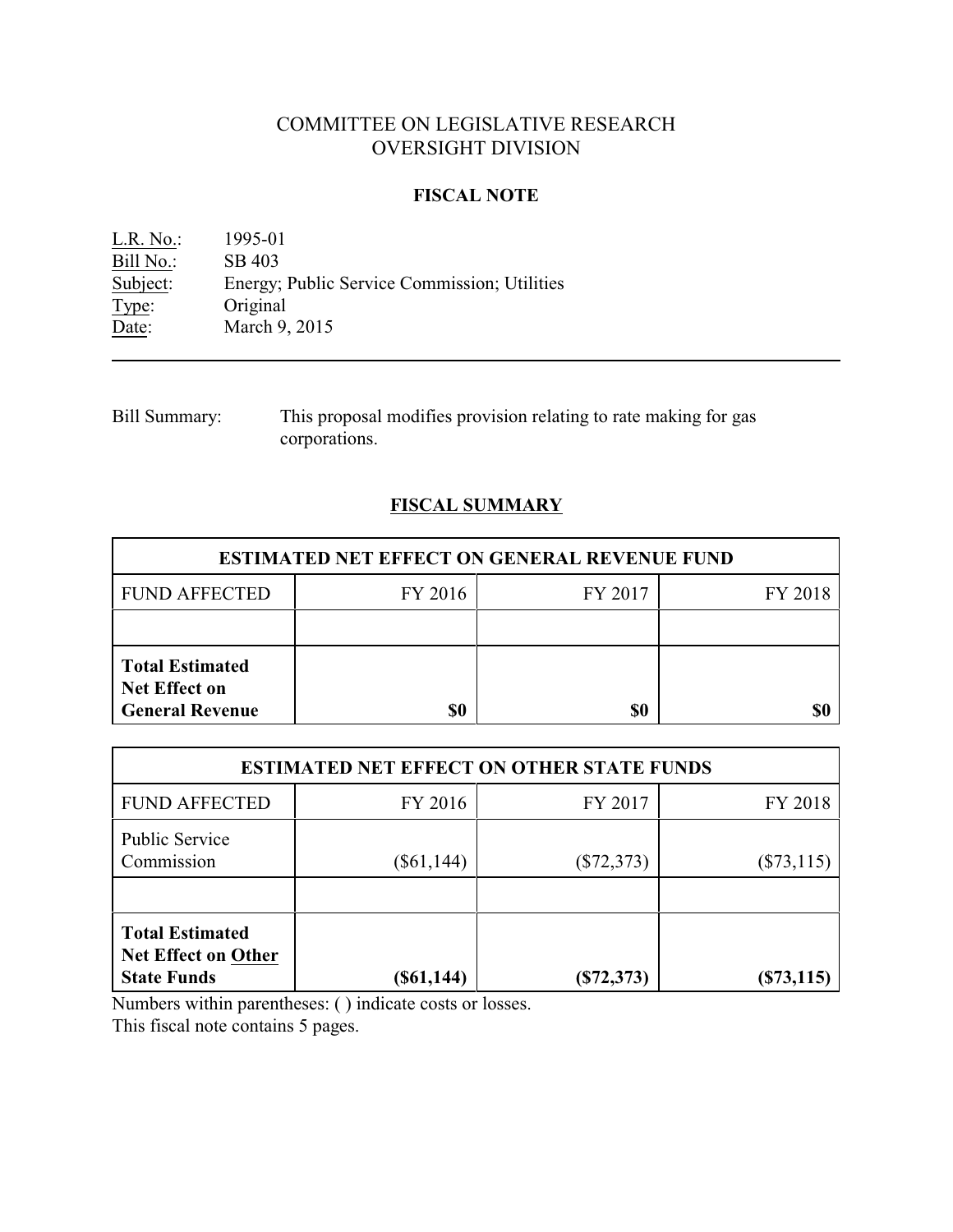# COMMITTEE ON LEGISLATIVE RESEARCH
# OVERSIGHT DIVISION

## FISCAL NOTE

L.R. No.: 1995-01
Bill No.: SB 403
Subject: Energy; Public Service Commission; Utilities
Type: Original
Date: March 9, 2015

---

Bill Summary: This proposal modifies provision relating to rate making for gas corporations.

## FISCAL SUMMARY

| ESTIMATED NET EFFECT ON GENERAL REVENUE FUND | | | |
|---|---|---|---|
| FUND AFFECTED | FY 2016 | FY 2017 | FY 2018 |
| | | | |
| **Total Estimated Net Effect on General Revenue** | **$0** | **$0** | **$0** |

| ESTIMATED NET EFFECT ON OTHER STATE FUNDS | | | |
|---|---|---|---|
| FUND AFFECTED | FY 2016 | FY 2017 | FY 2018 |
| Public Service Commission | ($61,144) | ($72,373) | ($73,115) |
| | | | |
| **Total Estimated Net Effect on Other State Funds** | **($61,144)** | **($72,373)** | **($73,115)** |

Numbers within parentheses: ( ) indicate costs or losses.
This fiscal note contains 5 pages.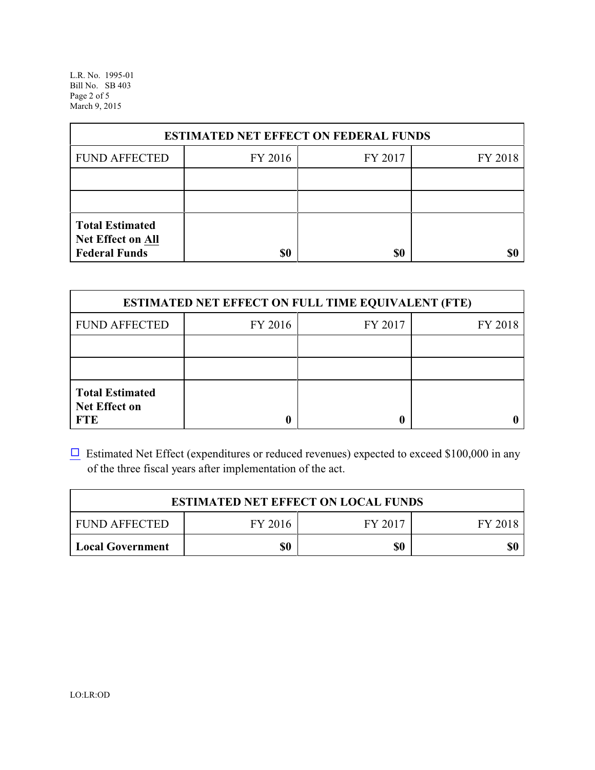| ESTIMATED NET EFFECT ON FEDERAL FUNDS | | | |
|---|---|---|---|
| FUND AFFECTED | FY 2016 | FY 2017 | FY 2018 |
| | | | |
| | | | |
| **Total Estimated Net Effect on All Federal Funds** | **$0** | **$0** | **$0** |

| ESTIMATED NET EFFECT ON FULL TIME EQUIVALENT (FTE) | | | |
|---|---|---|---|
| FUND AFFECTED | FY 2016 | FY 2017 | FY 2018 |
| | | | |
| | | | |
| **Total Estimated Net Effect on FTE** | **0** | **0** | **0** |

☐ Estimated Net Effect (expenditures or reduced revenues) expected to exceed $100,000 in any of the three fiscal years after implementation of the act.

| ESTIMATED NET EFFECT ON LOCAL FUNDS | | | |
|---|---|---|---|
| FUND AFFECTED | FY 2016 | FY 2017 | FY 2018 |
| **Local Government** | **$0** | **$0** | **$0** |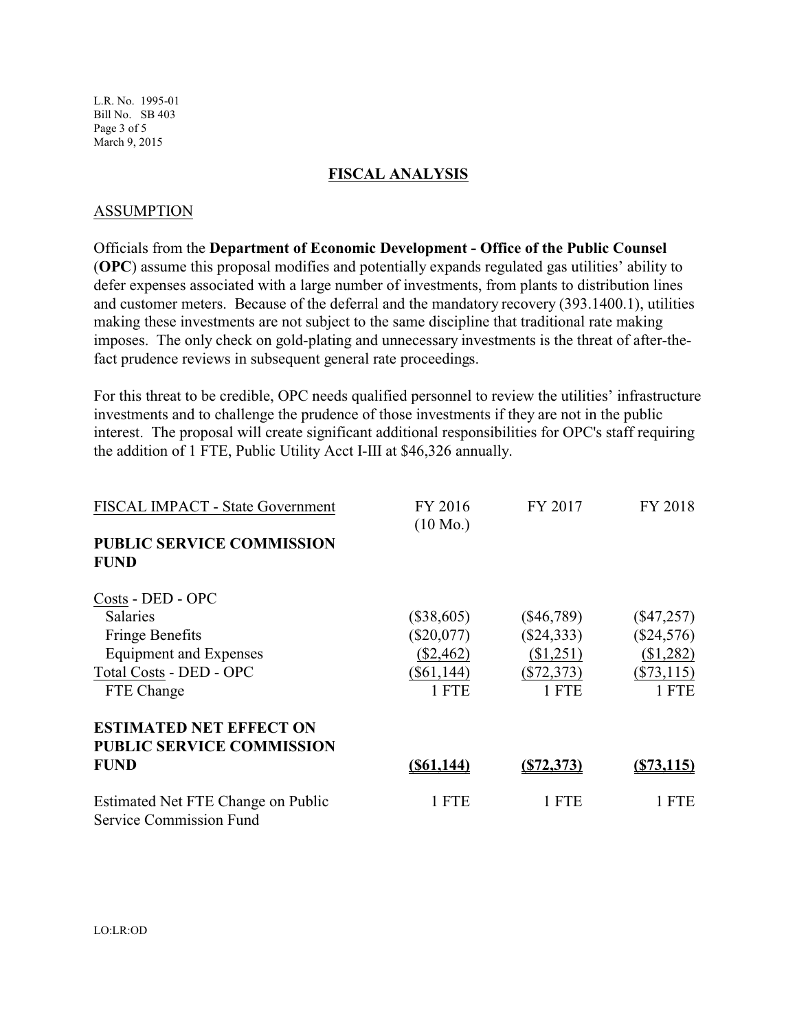## FISCAL ANALYSIS

### ASSUMPTION

Officials from the **Department of Economic Development - Office of the Public Counsel** (**OPC**) assume this proposal modifies and potentially expands regulated gas utilities' ability to defer expenses associated with a large number of investments, from plants to distribution lines and customer meters. Because of the deferral and the mandatory recovery (393.1400.1), utilities making these investments are not subject to the same discipline that traditional rate making imposes. The only check on gold-plating and unnecessary investments is the threat of after-the-fact prudence reviews in subsequent general rate proceedings.

For this threat to be credible, OPC needs qualified personnel to review the utilities' infrastructure investments and to challenge the prudence of those investments if they are not in the public interest. The proposal will create significant additional responsibilities for OPC's staff requiring the addition of 1 FTE, Public Utility Acct I-III at $46,326 annually.

| FISCAL IMPACT - State Government | FY 2016 (10 Mo.) | FY 2017 | FY 2018 |
|---|---|---|---|
| **PUBLIC SERVICE COMMISSION FUND** | | | |
| Costs - DED - OPC | | | |
| Salaries | ($38,605) | ($46,789) | ($47,257) |
| Fringe Benefits | ($20,077) | ($24,333) | ($24,576) |
| Equipment and Expenses | ($2,462) | ($1,251) | ($1,282) |
| Total Costs - DED - OPC | ($61,144) | ($72,373) | ($73,115) |
| FTE Change | 1 FTE | 1 FTE | 1 FTE |
| **ESTIMATED NET EFFECT ON PUBLIC SERVICE COMMISSION FUND** | **($61,144)** | **($72,373)** | **($73,115)** |
| Estimated Net FTE Change on Public Service Commission Fund | 1 FTE | 1 FTE | 1 FTE |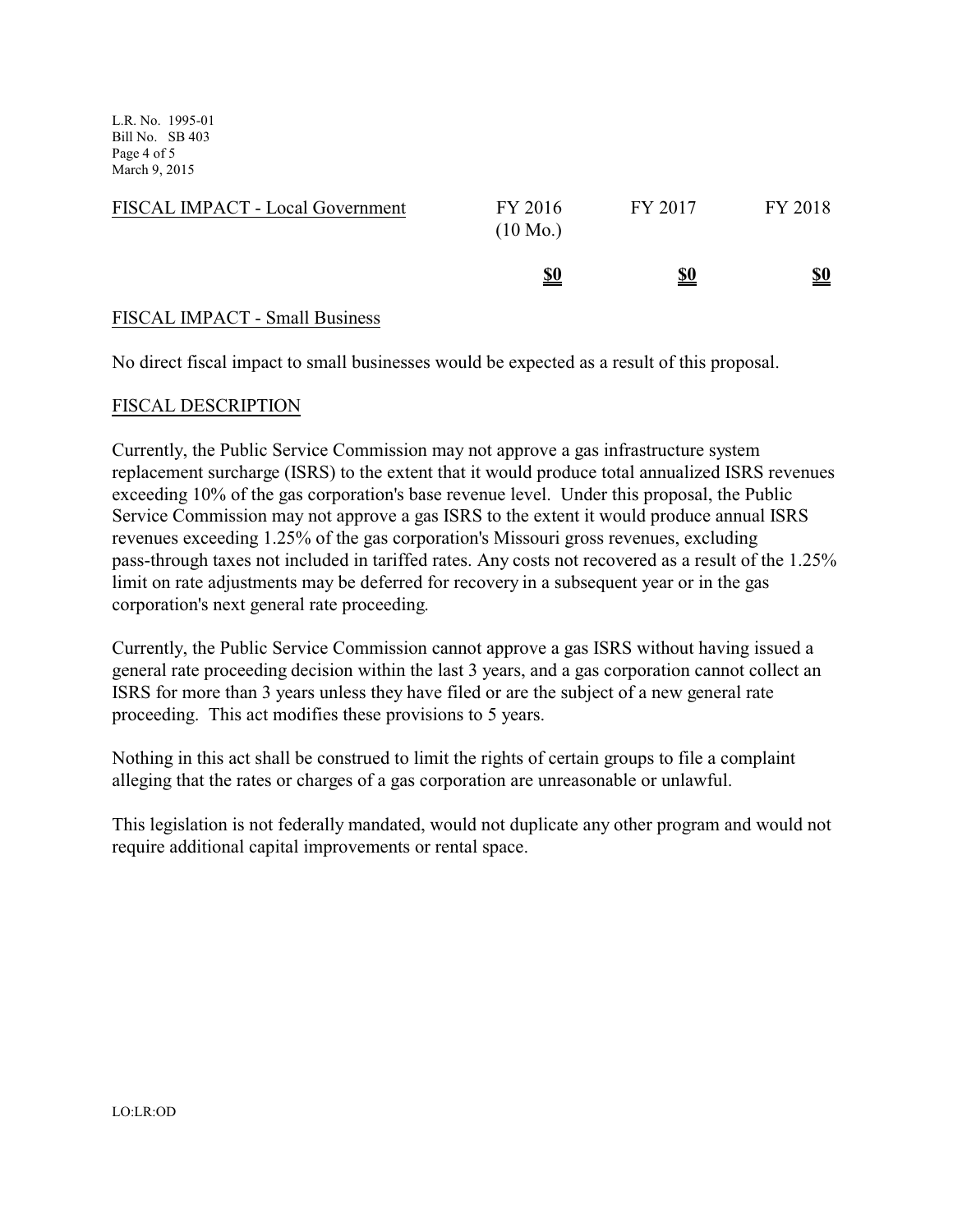| FISCAL IMPACT - Local Government | FY 2016 (10 Mo.) | FY 2017 | FY 2018 |
|---|---|---|---|
| | **$0** | **$0** | **$0** |

## FISCAL IMPACT - Small Business

No direct fiscal impact to small businesses would be expected as a result of this proposal.

## FISCAL DESCRIPTION

Currently, the Public Service Commission may not approve a gas infrastructure system replacement surcharge (ISRS) to the extent that it would produce total annualized ISRS revenues exceeding 10% of the gas corporation's base revenue level. Under this proposal, the Public Service Commission may not approve a gas ISRS to the extent it would produce annual ISRS revenues exceeding 1.25% of the gas corporation's Missouri gross revenues, excluding pass-through taxes not included in tariffed rates. Any costs not recovered as a result of the 1.25% limit on rate adjustments may be deferred for recovery in a subsequent year or in the gas corporation's next general rate proceeding.

Currently, the Public Service Commission cannot approve a gas ISRS without having issued a general rate proceeding decision within the last 3 years, and a gas corporation cannot collect an ISRS for more than 3 years unless they have filed or are the subject of a new general rate proceeding. This act modifies these provisions to 5 years.

Nothing in this act shall be construed to limit the rights of certain groups to file a complaint alleging that the rates or charges of a gas corporation are unreasonable or unlawful.

This legislation is not federally mandated, would not duplicate any other program and would not require additional capital improvements or rental space.

LO:LR:OD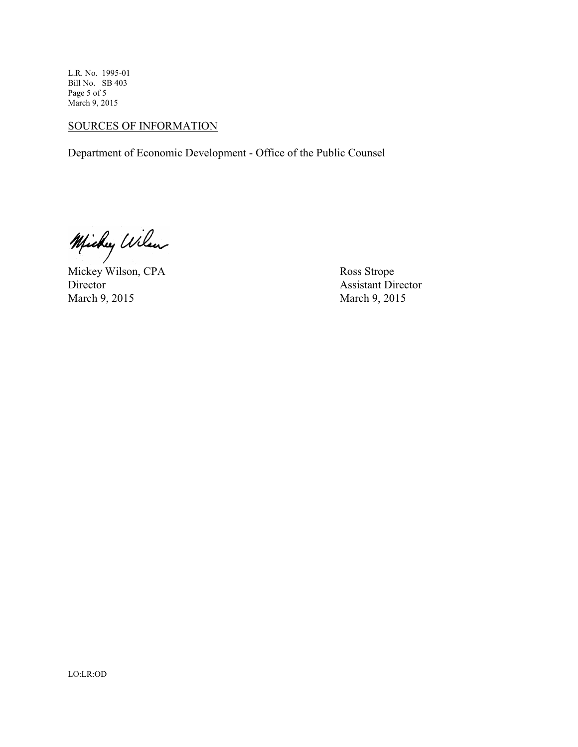## SOURCES OF INFORMATION

Department of Economic Development - Office of the Public Counsel

Mickey Wilson, CPA
Director
March 9, 2015

Ross Strope
Assistant Director
March 9, 2015

LO:LR:OD